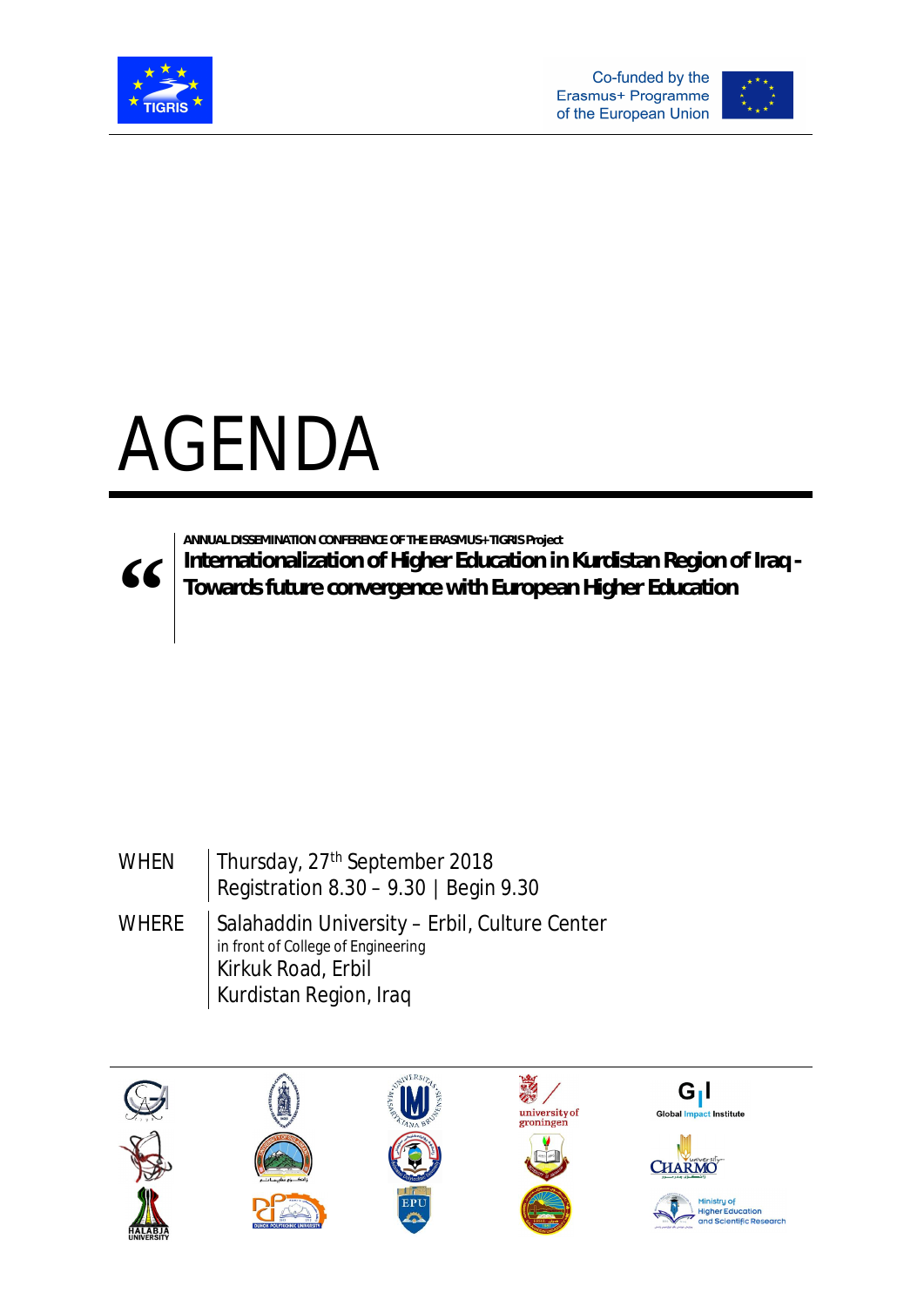Co-funded by the Erasmus+ Programme of the European Union

# AGENDA

**ANNUAL DISSEMINATION CONFERENCE OF THE ERASMUS+ TIGRIS Project**

**Internationalization of Higher Education in Kurdistan Region of Iraq - Towards future convergence with European Higher Education**

| | |
|---|---|
| WHEN | Thursday, 27th September 2018<br>Registration 8.30 – 9.30 \| Begin 9.30 |
| WHERE | Salahaddin University – Erbil, Culture Center<br>in front of College of Engineering<br>Kirkuk Road, Erbil<br>Kurdistan Region, Iraq |

university of groningen

Global Impact Institute

CHARMO university

HALABJA UNIVERSITY

DUHOK POLYTECHNIC UNIVERSITY

EPU

Ministry of Higher Education and Scientific Research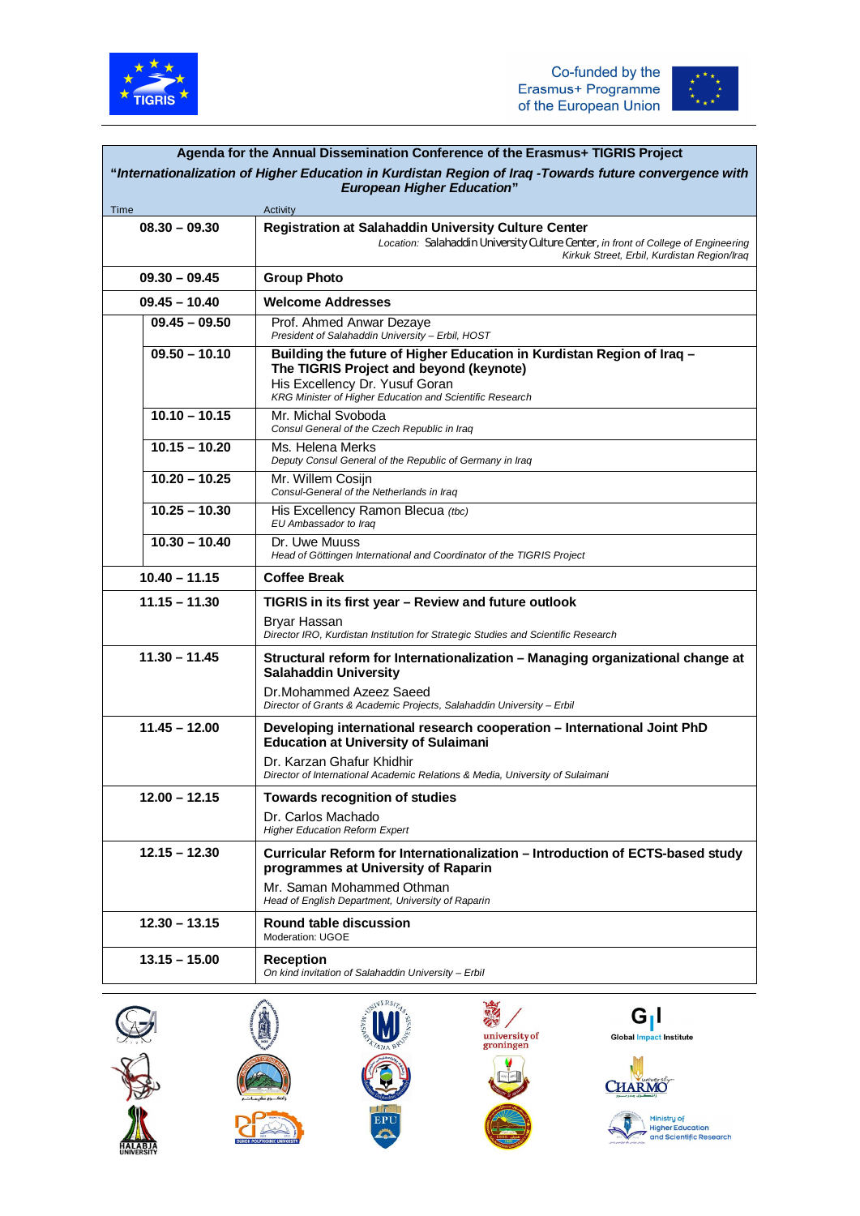Co-funded by the Erasmus+ Programme of the European Union

## Agenda for the Annual Dissemination Conference of the Erasmus+ TIGRIS Project

**"*Internationalization of Higher Education in Kurdistan Region of Iraq -Towards future convergence with European Higher Education*"**

| Time | | Activity |
|---|---|---|
| **08.30 – 09.30** | | **Registration at Salahaddin University Culture Center**<br>*Location:* Salahaddin University Culture Center, *in front of College of Engineering Kirkuk Street, Erbil, Kurdistan Region/Iraq* |
| **09.30 – 09.45** | | **Group Photo** |
| **09.45 – 10.40** | | **Welcome Addresses** |
| | **09.45 – 09.50** | Prof. Ahmed Anwar Dezaye<br>*President of Salahaddin University – Erbil, HOST* |
| | **09.50 – 10.10** | **Building the future of Higher Education in Kurdistan Region of Iraq – The TIGRIS Project and beyond (keynote)**<br>His Excellency Dr. Yusuf Goran<br>*KRG Minister of Higher Education and Scientific Research* |
| | **10.10 – 10.15** | Mr. Michal Svoboda<br>*Consul General of the Czech Republic in Iraq* |
| | **10.15 – 10.20** | Ms. Helena Merks<br>*Deputy Consul General of the Republic of Germany in Iraq* |
| | **10.20 – 10.25** | Mr. Willem Cosijn<br>*Consul-General of the Netherlands in Iraq* |
| | **10.25 – 10.30** | His Excellency Ramon Blecua *(tbc)*<br>*EU Ambassador to Iraq* |
| | **10.30 – 10.40** | Dr. Uwe Muuss<br>*Head of Göttingen International and Coordinator of the TIGRIS Project* |
| **10.40 – 11.15** | | **Coffee Break** |
| **11.15 – 11.30** | | **TIGRIS in its first year – Review and future outlook**<br>Bryar Hassan<br>*Director IRO, Kurdistan Institution for Strategic Studies and Scientific Research* |
| **11.30 – 11.45** | | **Structural reform for Internationalization – Managing organizational change at Salahaddin University**<br>Dr.Mohammed Azeez Saeed<br>*Director of Grants & Academic Projects, Salahaddin University – Erbil* |
| **11.45 – 12.00** | | **Developing international research cooperation – International Joint PhD Education at University of Sulaimani**<br>Dr. Karzan Ghafur Khidhir<br>*Director of International Academic Relations & Media, University of Sulaimani* |
| **12.00 – 12.15** | | **Towards recognition of studies**<br>Dr. Carlos Machado<br>*Higher Education Reform Expert* |
| **12.15 – 12.30** | | **Curricular Reform for Internationalization – Introduction of ECTS-based study programmes at University of Raparin**<br>Mr. Saman Mohammed Othman<br>*Head of English Department, University of Raparin* |
| **12.30 – 13.15** | | **Round table discussion**<br>Moderation: UGOE |
| **13.15 – 15.00** | | **Reception**<br>*On kind invitation of Salahaddin University – Erbil* |